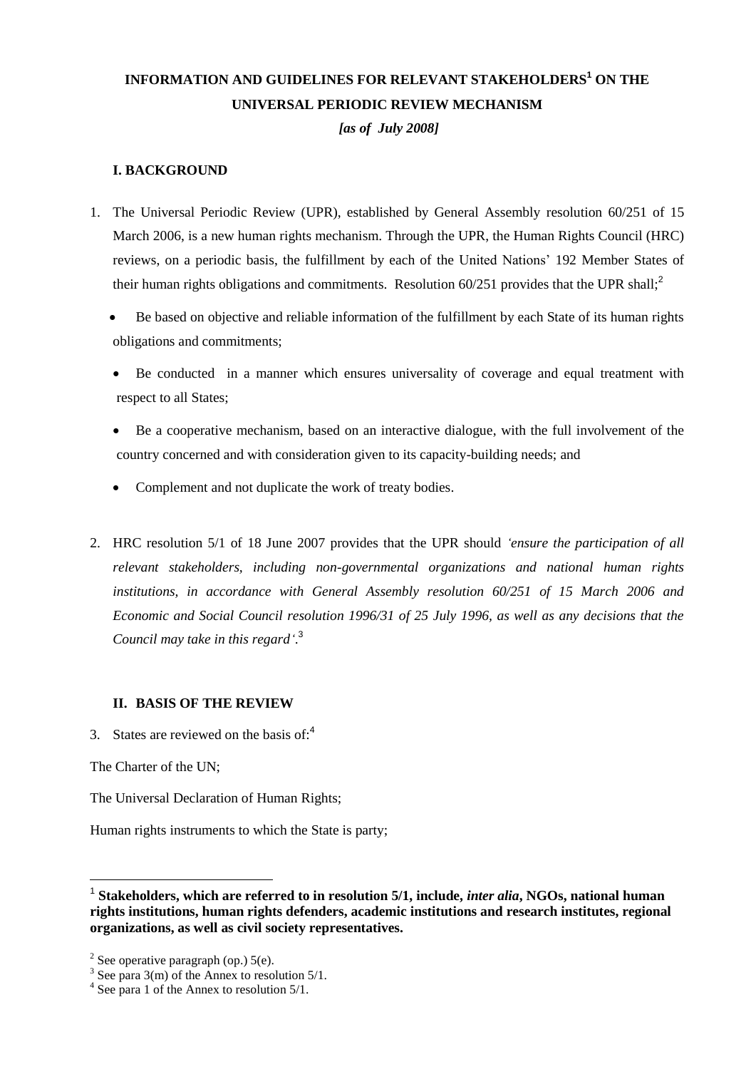# INFORMATION AND GUIDELINES FOR RELEVANT STAKEHOLDERS[1] ON THE UNIVERSAL PERIODIC REVIEW MECHANISM

***[as of July 2008]***

## I. BACKGROUND

1. The Universal Periodic Review (UPR), established by General Assembly resolution 60/251 of 15 March 2006, is a new human rights mechanism. Through the UPR, the Human Rights Council (HRC) reviews, on a periodic basis, the fulfillment by each of the United Nations' 192 Member States of their human rights obligations and commitments. Resolution 60/251 provides that the UPR shall;[2]

   - Be based on objective and reliable information of the fulfillment by each State of its human rights obligations and commitments;
   - Be conducted in a manner which ensures universality of coverage and equal treatment with respect to all States;
   - Be a cooperative mechanism, based on an interactive dialogue, with the full involvement of the country concerned and with consideration given to its capacity-building needs; and
   - Complement and not duplicate the work of treaty bodies.

2. HRC resolution 5/1 of 18 June 2007 provides that the UPR should *'ensure the participation of all relevant stakeholders, including non-governmental organizations and national human rights institutions, in accordance with General Assembly resolution 60/251 of 15 March 2006 and Economic and Social Council resolution 1996/31 of 25 July 1996, as well as any decisions that the Council may take in this regard'*.[3]

## II. BASIS OF THE REVIEW

3. States are reviewed on the basis of:[4]

The Charter of the UN;

The Universal Declaration of Human Rights;

Human rights instruments to which the State is party;

---

[1] **Stakeholders, which are referred to in resolution 5/1, include, *inter alia*, NGOs, national human rights institutions, human rights defenders, academic institutions and research institutes, regional organizations, as well as civil society representatives.**

[2] See operative paragraph (op.) 5(e).

[3] See para 3(m) of the Annex to resolution 5/1.

[4] See para 1 of the Annex to resolution 5/1.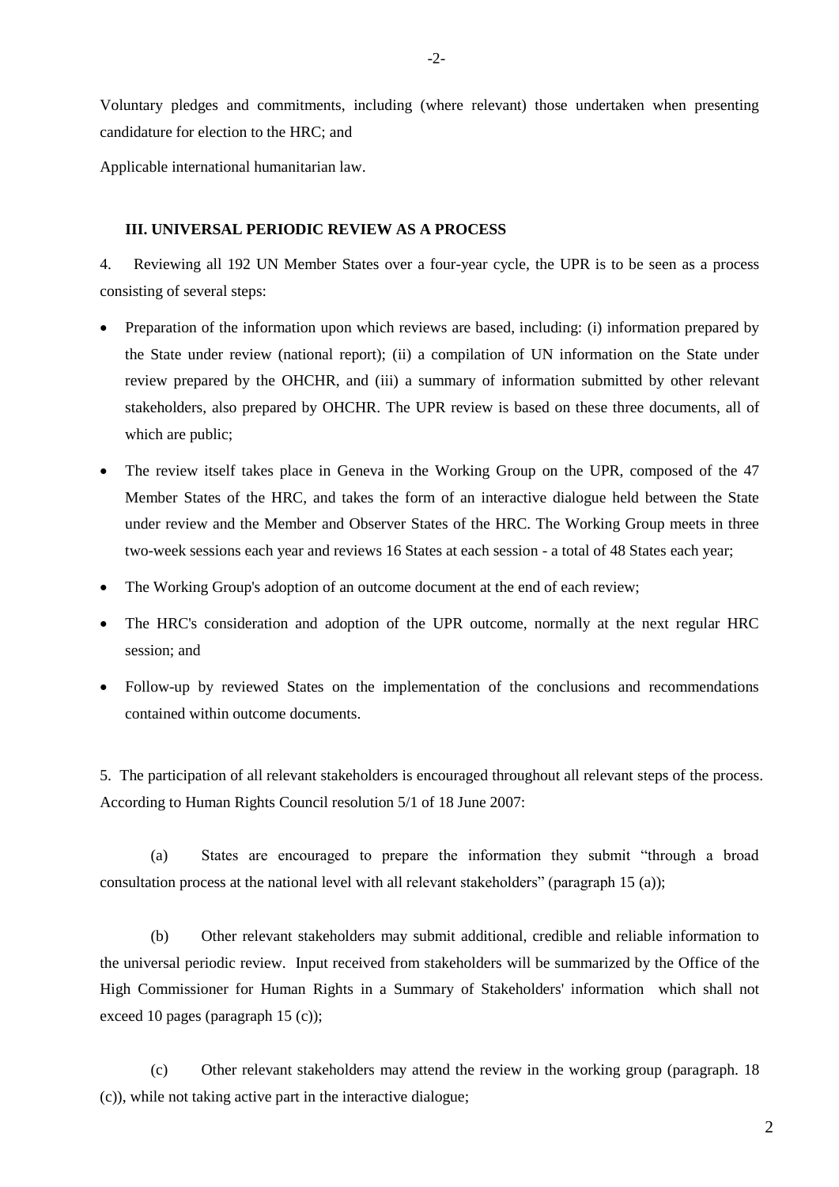Voluntary pledges and commitments, including (where relevant) those undertaken when presenting candidature for election to the HRC; and

Applicable international humanitarian law.

### III. UNIVERSAL PERIODIC REVIEW AS A PROCESS

4. Reviewing all 192 UN Member States over a four-year cycle, the UPR is to be seen as a process consisting of several steps:

- Preparation of the information upon which reviews are based, including: (i) information prepared by the State under review (national report); (ii) a compilation of UN information on the State under review prepared by the OHCHR, and (iii) a summary of information submitted by other relevant stakeholders, also prepared by OHCHR. The UPR review is based on these three documents, all of which are public;
- The review itself takes place in Geneva in the Working Group on the UPR, composed of the 47 Member States of the HRC, and takes the form of an interactive dialogue held between the State under review and the Member and Observer States of the HRC. The Working Group meets in three two-week sessions each year and reviews 16 States at each session - a total of 48 States each year;
- The Working Group's adoption of an outcome document at the end of each review;
- The HRC's consideration and adoption of the UPR outcome, normally at the next regular HRC session; and
- Follow-up by reviewed States on the implementation of the conclusions and recommendations contained within outcome documents.

5. The participation of all relevant stakeholders is encouraged throughout all relevant steps of the process. According to Human Rights Council resolution 5/1 of 18 June 2007:

(a) States are encouraged to prepare the information they submit "through a broad consultation process at the national level with all relevant stakeholders" (paragraph 15 (a));

(b) Other relevant stakeholders may submit additional, credible and reliable information to the universal periodic review. Input received from stakeholders will be summarized by the Office of the High Commissioner for Human Rights in a Summary of Stakeholders' information which shall not exceed 10 pages (paragraph 15 (c));

(c) Other relevant stakeholders may attend the review in the working group (paragraph. 18 (c)), while not taking active part in the interactive dialogue;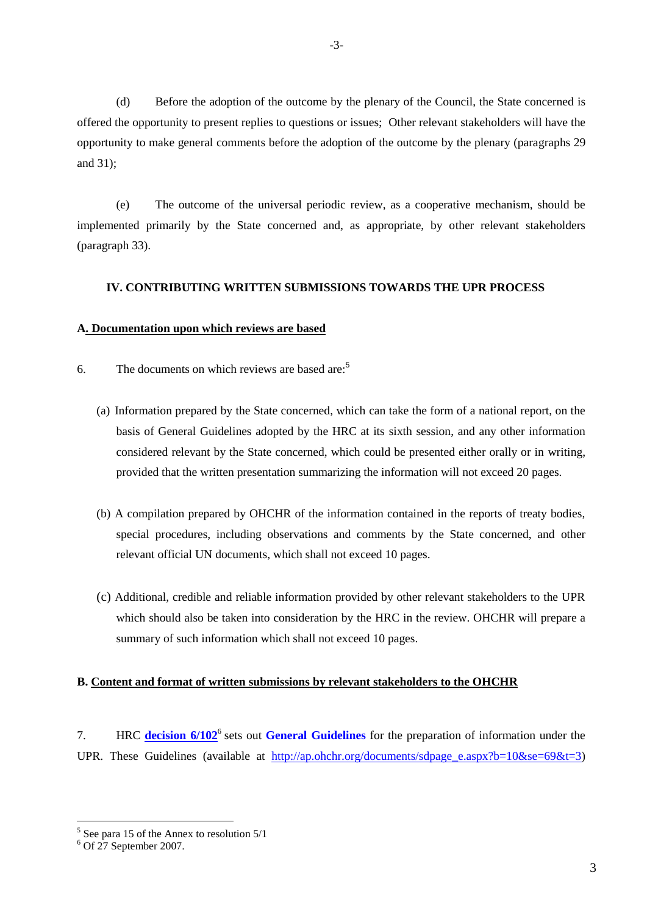(d) Before the adoption of the outcome by the plenary of the Council, the State concerned is offered the opportunity to present replies to questions or issues; Other relevant stakeholders will have the opportunity to make general comments before the adoption of the outcome by the plenary (paragraphs 29 and 31);

(e) The outcome of the universal periodic review, as a cooperative mechanism, should be implemented primarily by the State concerned and, as appropriate, by other relevant stakeholders (paragraph 33).

## IV. CONTRIBUTING WRITTEN SUBMISSIONS TOWARDS THE UPR PROCESS

### A. Documentation upon which reviews are based

6. The documents on which reviews are based are:[5]

(a) Information prepared by the State concerned, which can take the form of a national report, on the basis of General Guidelines adopted by the HRC at its sixth session, and any other information considered relevant by the State concerned, which could be presented either orally or in writing, provided that the written presentation summarizing the information will not exceed 20 pages.

(b) A compilation prepared by OHCHR of the information contained in the reports of treaty bodies, special procedures, including observations and comments by the State concerned, and other relevant official UN documents, which shall not exceed 10 pages.

(c) Additional, credible and reliable information provided by other relevant stakeholders to the UPR which should also be taken into consideration by the HRC in the review. OHCHR will prepare a summary of such information which shall not exceed 10 pages.

### B. Content and format of written submissions by relevant stakeholders to the OHCHR

7. HRC **decision 6/102**[6] sets out **General Guidelines** for the preparation of information under the UPR. These Guidelines (available at http://ap.ohchr.org/documents/sdpage_e.aspx?b=10&se=69&t=3)

---

[5] See para 15 of the Annex to resolution 5/1

[6] Of 27 September 2007.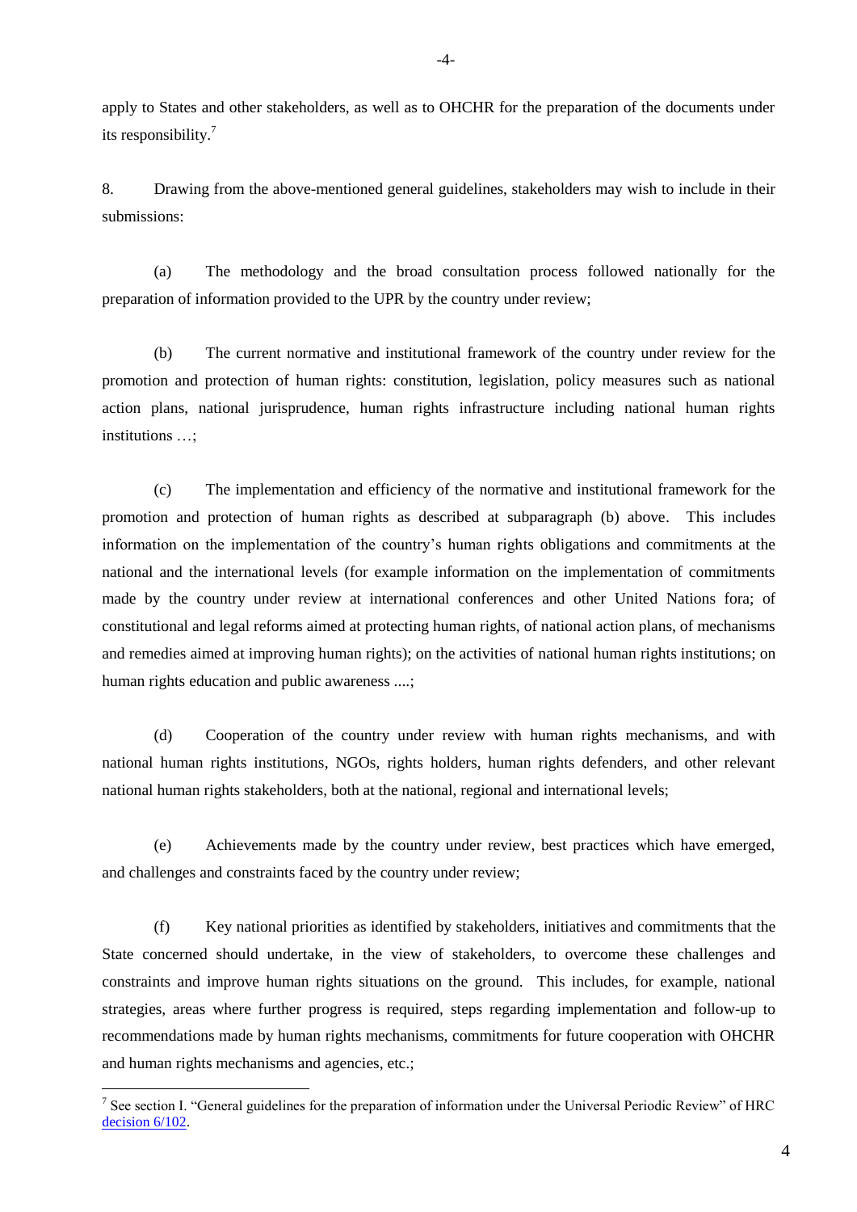apply to States and other stakeholders, as well as to OHCHR for the preparation of the documents under its responsibility.[7]

8. Drawing from the above-mentioned general guidelines, stakeholders may wish to include in their submissions:

(a) The methodology and the broad consultation process followed nationally for the preparation of information provided to the UPR by the country under review;

(b) The current normative and institutional framework of the country under review for the promotion and protection of human rights: constitution, legislation, policy measures such as national action plans, national jurisprudence, human rights infrastructure including national human rights institutions …;

(c) The implementation and efficiency of the normative and institutional framework for the promotion and protection of human rights as described at subparagraph (b) above. This includes information on the implementation of the country's human rights obligations and commitments at the national and the international levels (for example information on the implementation of commitments made by the country under review at international conferences and other United Nations fora; of constitutional and legal reforms aimed at protecting human rights, of national action plans, of mechanisms and remedies aimed at improving human rights); on the activities of national human rights institutions; on human rights education and public awareness ....;

(d) Cooperation of the country under review with human rights mechanisms, and with national human rights institutions, NGOs, rights holders, human rights defenders, and other relevant national human rights stakeholders, both at the national, regional and international levels;

(e) Achievements made by the country under review, best practices which have emerged, and challenges and constraints faced by the country under review;

(f) Key national priorities as identified by stakeholders, initiatives and commitments that the State concerned should undertake, in the view of stakeholders, to overcome these challenges and constraints and improve human rights situations on the ground. This includes, for example, national strategies, areas where further progress is required, steps regarding implementation and follow-up to recommendations made by human rights mechanisms, commitments for future cooperation with OHCHR and human rights mechanisms and agencies, etc.;

[7] See section I. "General guidelines for the preparation of information under the Universal Periodic Review" of HRC decision 6/102.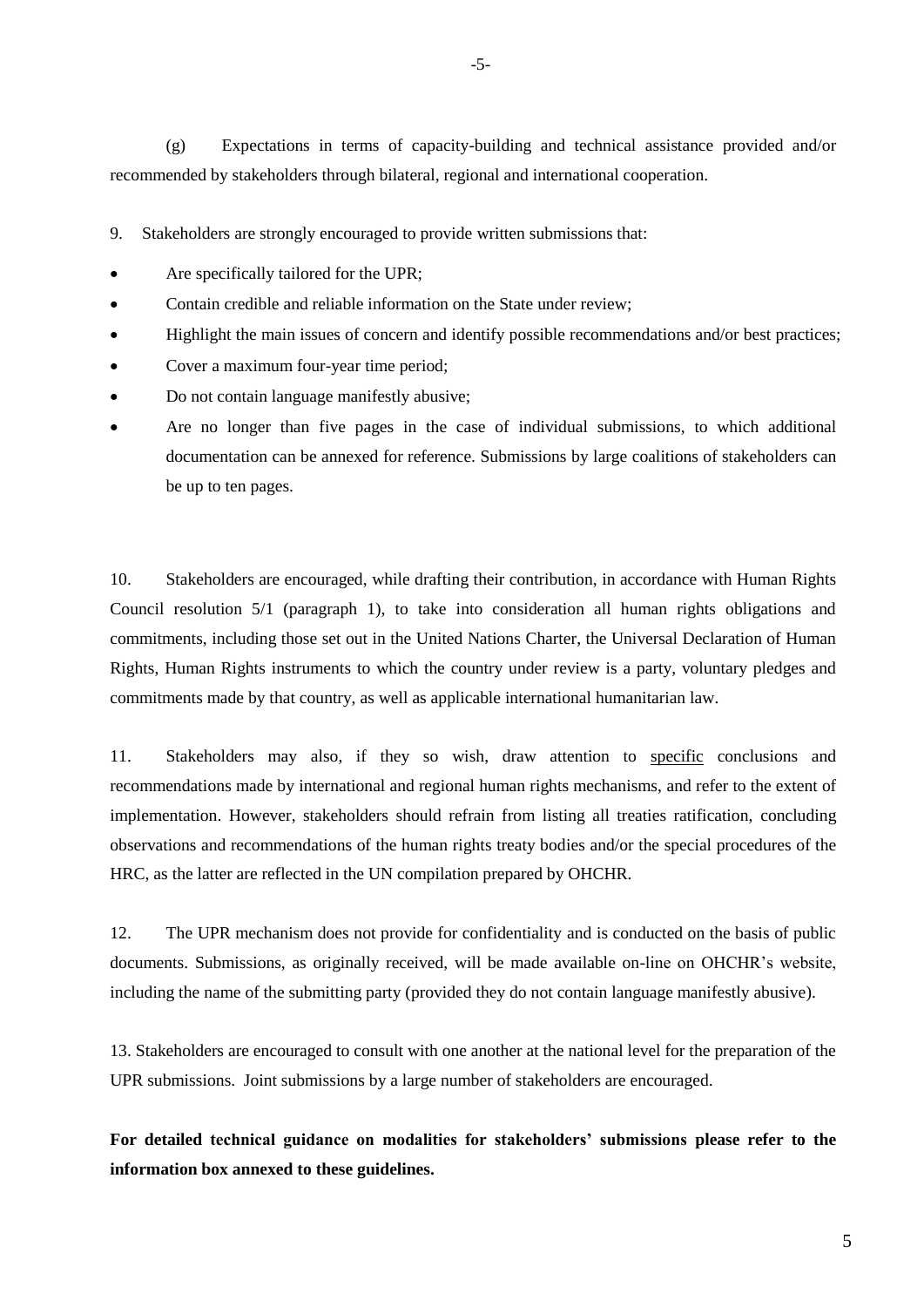(g) Expectations in terms of capacity-building and technical assistance provided and/or recommended by stakeholders through bilateral, regional and international cooperation.

9. Stakeholders are strongly encouraged to provide written submissions that:

- Are specifically tailored for the UPR;
- Contain credible and reliable information on the State under review;
- Highlight the main issues of concern and identify possible recommendations and/or best practices;
- Cover a maximum four-year time period;
- Do not contain language manifestly abusive;
- Are no longer than five pages in the case of individual submissions, to which additional documentation can be annexed for reference. Submissions by large coalitions of stakeholders can be up to ten pages.

10. Stakeholders are encouraged, while drafting their contribution, in accordance with Human Rights Council resolution 5/1 (paragraph 1), to take into consideration all human rights obligations and commitments, including those set out in the United Nations Charter, the Universal Declaration of Human Rights, Human Rights instruments to which the country under review is a party, voluntary pledges and commitments made by that country, as well as applicable international humanitarian law.

11. Stakeholders may also, if they so wish, draw attention to specific conclusions and recommendations made by international and regional human rights mechanisms, and refer to the extent of implementation. However, stakeholders should refrain from listing all treaties ratification, concluding observations and recommendations of the human rights treaty bodies and/or the special procedures of the HRC, as the latter are reflected in the UN compilation prepared by OHCHR.

12. The UPR mechanism does not provide for confidentiality and is conducted on the basis of public documents. Submissions, as originally received, will be made available on-line on OHCHR's website, including the name of the submitting party (provided they do not contain language manifestly abusive).

13. Stakeholders are encouraged to consult with one another at the national level for the preparation of the UPR submissions. Joint submissions by a large number of stakeholders are encouraged.

**For detailed technical guidance on modalities for stakeholders' submissions please refer to the information box annexed to these guidelines.**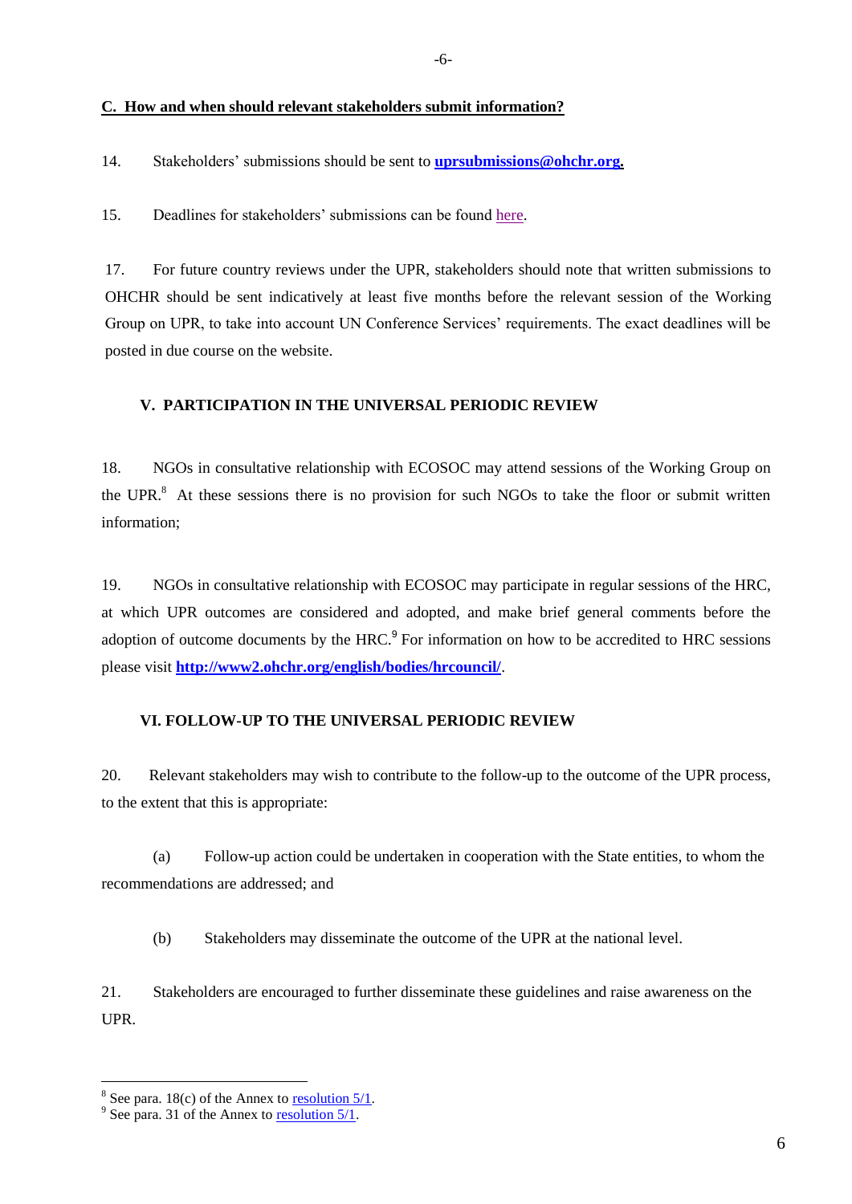## C. How and when should relevant stakeholders submit information?

14. Stakeholders' submissions should be sent to **uprsubmissions@ohchr.org.**

15. Deadlines for stakeholders' submissions can be found here.

17. For future country reviews under the UPR, stakeholders should note that written submissions to OHCHR should be sent indicatively at least five months before the relevant session of the Working Group on UPR, to take into account UN Conference Services' requirements. The exact deadlines will be posted in due course on the website.

## V. PARTICIPATION IN THE UNIVERSAL PERIODIC REVIEW

18. NGOs in consultative relationship with ECOSOC may attend sessions of the Working Group on the UPR.[8] At these sessions there is no provision for such NGOs to take the floor or submit written information;

19. NGOs in consultative relationship with ECOSOC may participate in regular sessions of the HRC, at which UPR outcomes are considered and adopted, and make brief general comments before the adoption of outcome documents by the HRC.[9] For information on how to be accredited to HRC sessions please visit **http://www2.ohchr.org/english/bodies/hrcouncil/**.

## VI. FOLLOW-UP TO THE UNIVERSAL PERIODIC REVIEW

20. Relevant stakeholders may wish to contribute to the follow-up to the outcome of the UPR process, to the extent that this is appropriate:

(a) Follow-up action could be undertaken in cooperation with the State entities, to whom the recommendations are addressed; and

(b) Stakeholders may disseminate the outcome of the UPR at the national level.

21. Stakeholders are encouraged to further disseminate these guidelines and raise awareness on the UPR.

---

[8] See para. 18(c) of the Annex to resolution 5/1.

[9] See para. 31 of the Annex to resolution 5/1.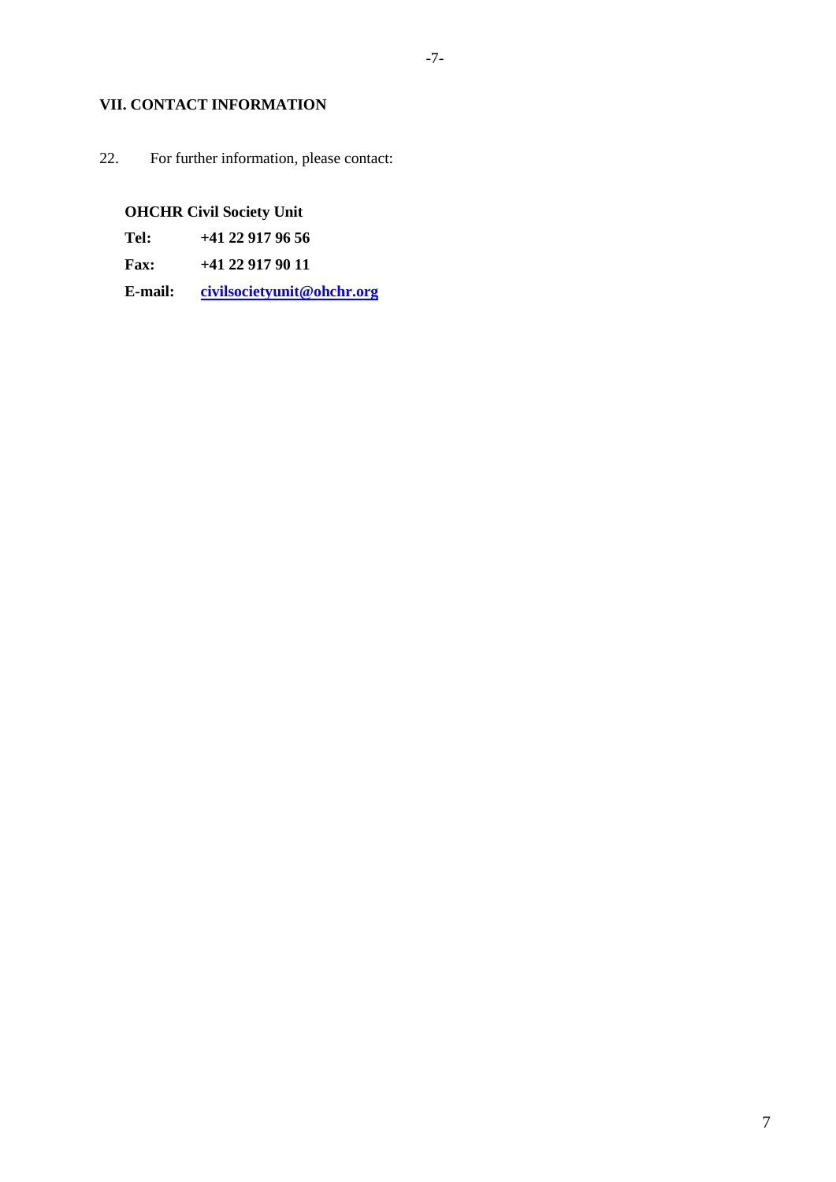## VII. CONTACT INFORMATION

22. For further information, please contact:

**OHCHR Civil Society Unit**

**Tel:** **+41 22 917 96 56**

**Fax:** **+41 22 917 90 11**

**E-mail:** **civilsocietyunit@ohchr.org**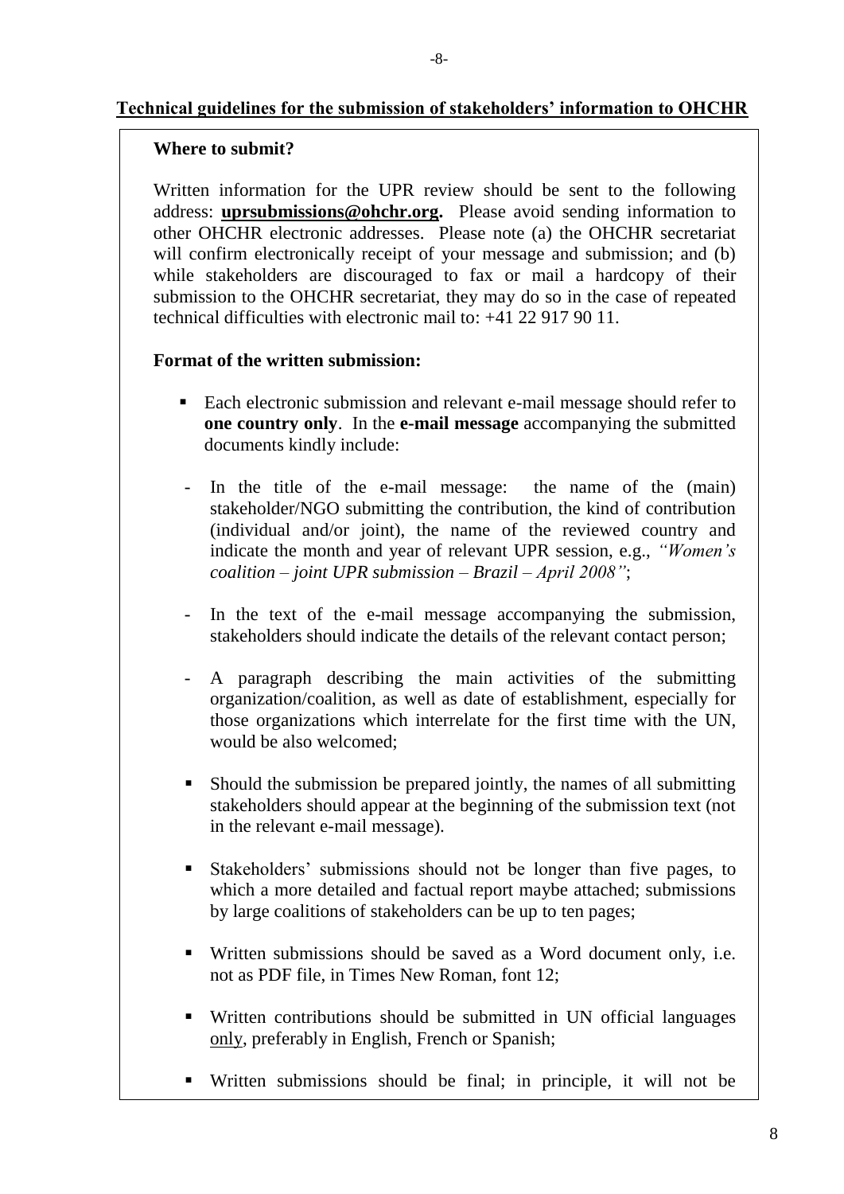## Technical guidelines for the submission of stakeholders' information to OHCHR

**Where to submit?**

Written information for the UPR review should be sent to the following address: **uprsubmissions@ohchr.org.** Please avoid sending information to other OHCHR electronic addresses. Please note (a) the OHCHR secretariat will confirm electronically receipt of your message and submission; and (b) while stakeholders are discouraged to fax or mail a hardcopy of their submission to the OHCHR secretariat, they may do so in the case of repeated technical difficulties with electronic mail to: +41 22 917 90 11.

**Format of the written submission:**

- Each electronic submission and relevant e-mail message should refer to **one country only**. In the **e-mail message** accompanying the submitted documents kindly include:
  - In the title of the e-mail message: the name of the (main) stakeholder/NGO submitting the contribution, the kind of contribution (individual and/or joint), the name of the reviewed country and indicate the month and year of relevant UPR session, e.g., *"Women's coalition – joint UPR submission – Brazil – April 2008"*;
  - In the text of the e-mail message accompanying the submission, stakeholders should indicate the details of the relevant contact person;
  - A paragraph describing the main activities of the submitting organization/coalition, as well as date of establishment, especially for those organizations which interrelate for the first time with the UN, would be also welcomed;
- Should the submission be prepared jointly, the names of all submitting stakeholders should appear at the beginning of the submission text (not in the relevant e-mail message).
- Stakeholders' submissions should not be longer than five pages, to which a more detailed and factual report maybe attached; submissions by large coalitions of stakeholders can be up to ten pages;
- Written submissions should be saved as a Word document only, i.e. not as PDF file, in Times New Roman, font 12;
- Written contributions should be submitted in UN official languages only, preferably in English, French or Spanish;
- Written submissions should be final; in principle, it will not be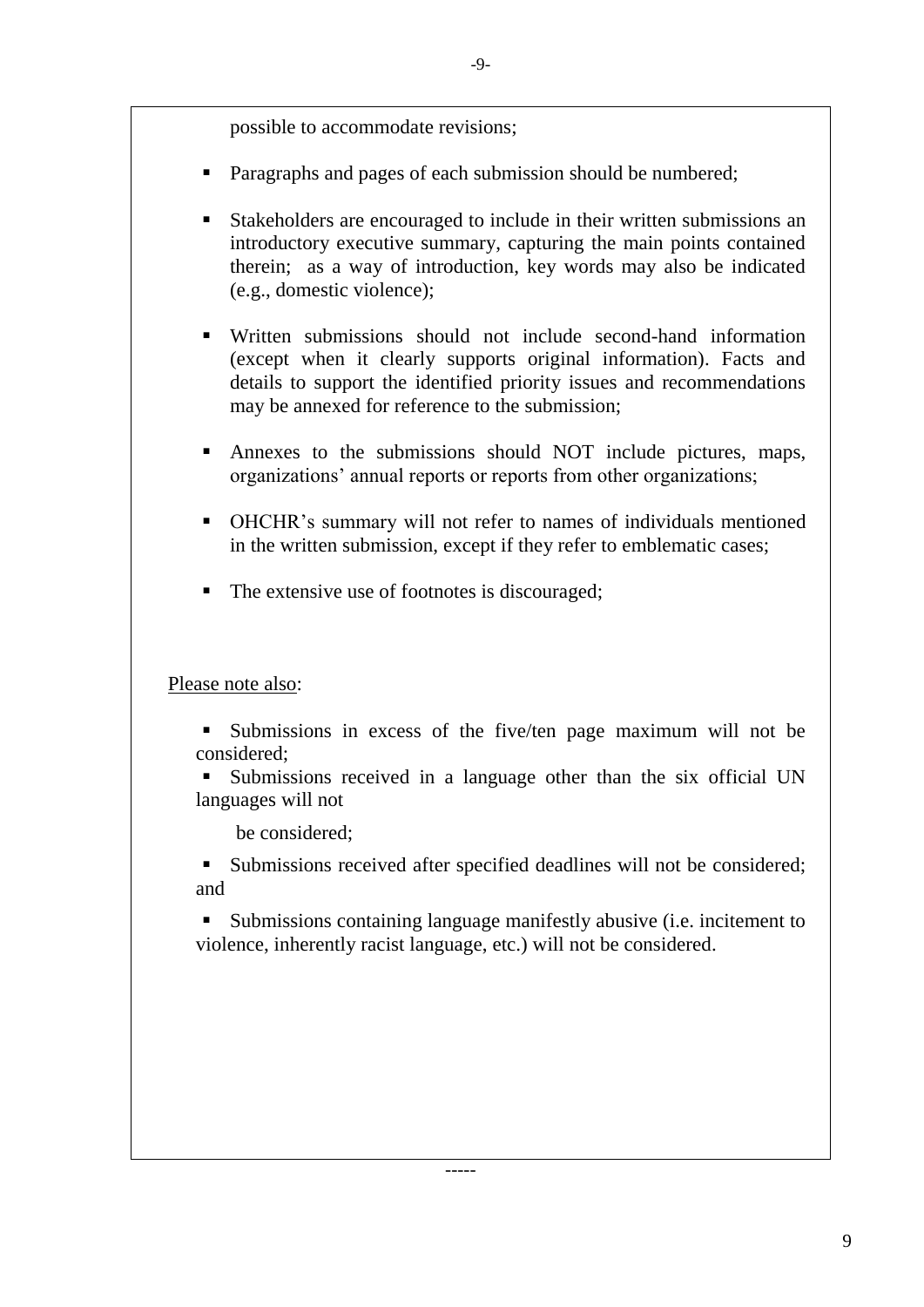possible to accommodate revisions;

- Paragraphs and pages of each submission should be numbered;
- Stakeholders are encouraged to include in their written submissions an introductory executive summary, capturing the main points contained therein; as a way of introduction, key words may also be indicated (e.g., domestic violence);
- Written submissions should not include second-hand information (except when it clearly supports original information). Facts and details to support the identified priority issues and recommendations may be annexed for reference to the submission;
- Annexes to the submissions should NOT include pictures, maps, organizations' annual reports or reports from other organizations;
- OHCHR's summary will not refer to names of individuals mentioned in the written submission, except if they refer to emblematic cases;
- The extensive use of footnotes is discouraged;

Please note also:

- Submissions in excess of the five/ten page maximum will not be considered;
- Submissions received in a language other than the six official UN languages will not be considered;
- Submissions received after specified deadlines will not be considered; and
- Submissions containing language manifestly abusive (i.e. incitement to violence, inherently racist language, etc.) will not be considered.

-----